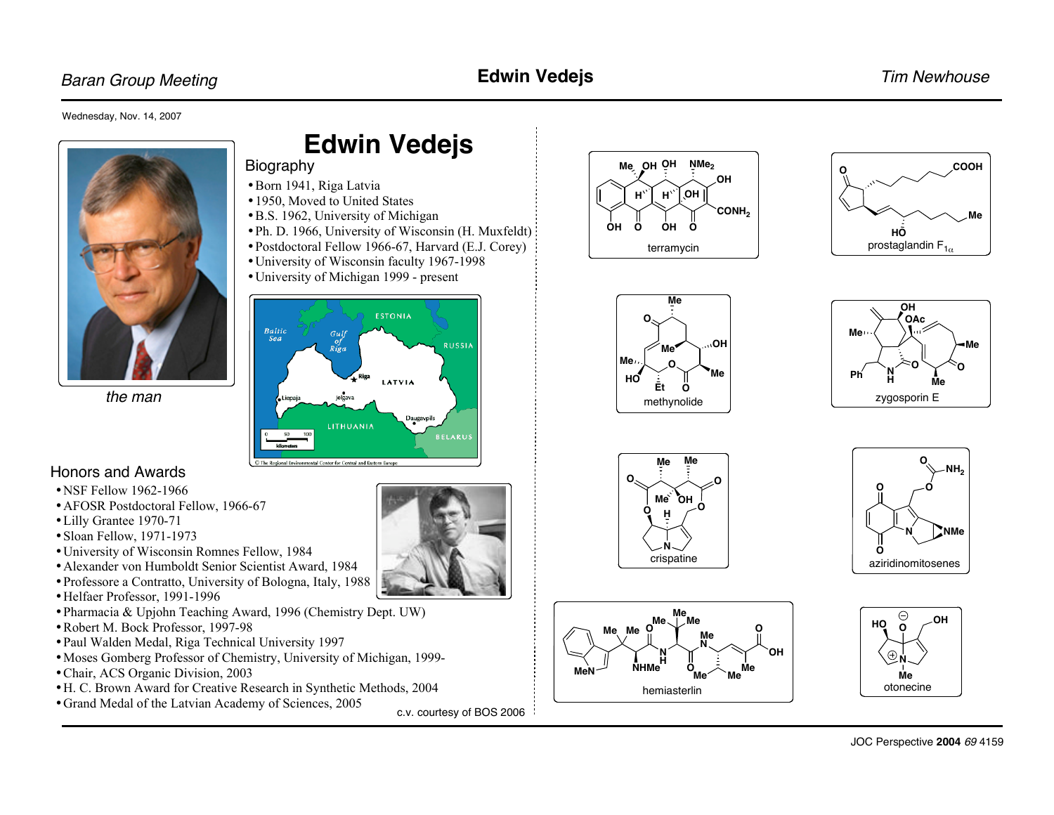Wednesday, Nov. 14, 2007

# Edwin Vedejs

## Biography

- Born 1941, Riga Latvia
- 1950, Moved to United States
- B.S. 1962, University of Michigan
- Ph. D. 1966, University of Wisconsin (H. Muxfeldt)
- Postdoctoral Fellow 1966-67, Harvard (E.J. Corey)
- University of Wisconsin faculty 1967-1998
- University of Michigan 1999 - present

*the man*

## Honors and Awards

- NSF Fellow 1962-1966
- AFOSR Postdoctoral Fellow, 1966-67
- Lilly Grantee 1970-71
- Sloan Fellow, 1971-1973
- University of Wisconsin Romnes Fellow, 1984
- Alexander von Humboldt Senior Scientist Award, 1984
- Professore a Contratto, University of Bologna, Italy, 1988
- Helfaer Professor, 1991-1996
- Pharmacia & Upjohn Teaching Award, 1996 (Chemistry Dept. UW)
- Robert M. Bock Professor, 1997-98
- Paul Walden Medal, Riga Technical University 1997
- Moses Gomberg Professor of Chemistry, University of Michigan, 1999-
- Chair, ACS Organic Division, 2003
- H. C. Brown Award for Creative Research in Synthetic Methods, 2004
- Grand Medal of the Latvian Academy of Sciences, 2005

c.v. courtesy of BOS 2006

terramycin

prostaglandin $F_{1\alpha}$

methynolide

zygosporin E

crispatine

aziridinomitosenes

hemiasterlin

otonecine

JOC Perspective **2004** *69* 4159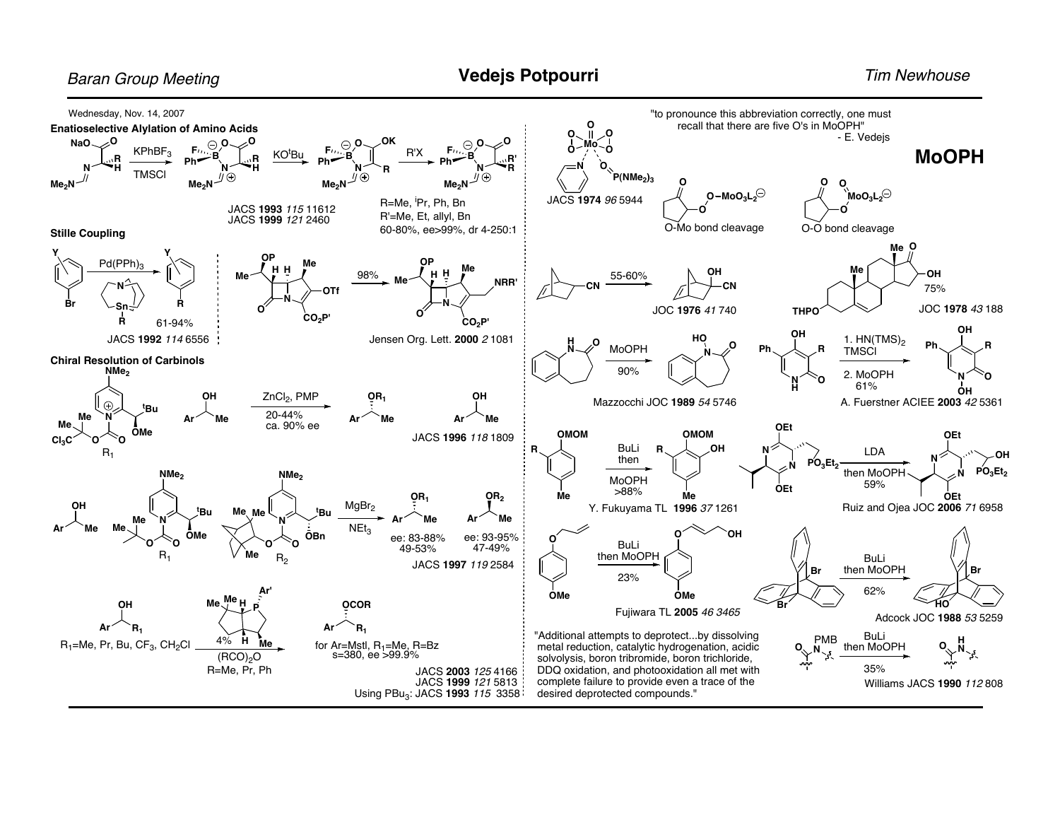Wednesday, Nov. 14, 2007

## Enatioselective Alylation of Amino Acids

$KPhBF_3$, TMSCl; $KO^tBu$; R'X

R=Me, $^i$Pr, Ph, Bn
R'=Me, Et, allyl, Bn
60-80%, ee>99%, dr 4-250:1

JACS **1993** *115* 11612
JACS **1999** *121* 2460

## Stille Coupling

$Pd(PPh_3)_3$, 61-94%

JACS **1992** *114* 6556

98%

Jensen Org. Lett. **2000** *2* 1081

## Chiral Resolution of Carbinols

$ZnCl_2$, PMP
20-44%
ca. 90% ee

JACS **1996** *118* 1809

$MgBr_2$, $NEt_3$

ee: 83-88%, 49-53%
ee: 93-95%, 47-49%

JACS **1997** *119* 2584

$R_1$=Me, Pr, Bu, $CF_3$, $CH_2Cl$

4%, $(RCO)_2O$
R=Me, Pr, Ph

for Ar=Mstl, $R_1$=Me, R=Bz
s=380, ee >99.9%

JACS **2003** *125* 4166
JACS **1999** *121* 5813
Using $PBu_3$: JACS **1993** *115* 3358

## MoOPH

"to pronounce this abbreviation correctly, one must recall that there are five O's in MoOPH"
- E. Vedejs

JACS **1974** *96* 5944

O-Mo bond cleavage

O-O bond cleavage

55-60%

JOC **1976** *41* 740

75%

JOC **1978** *43* 188

MoOPH, 90%

Mazzocchi JOC **1989** *54* 5746

1. $HN(TMS)_2$, TMSCl
2. MoOPH, 61%

A. Fuerstner ACIEE **2003** *42* 5361

BuLi then MoOPH, >88%

Y. Fukuyama TL **1996** *37* 1261

LDA then MoOPH, 59%

Ruiz and Ojea JOC **2006** *71* 6958

BuLi then MoOPH, 23%

Fujiwara TL **2005** *46 3465*

BuLi then MoOPH, 62%

Adcock JOC **1988** *53* 5259

"Additional attempts to deprotect...by dissolving metal reduction, catalytic hydrogenation, acidic solvolysis, boron tribromide, boron trichloride, DDQ oxidation, and photooxidation all met with complete failure to provide even a trace of the desired deprotected compounds."

BuLi then MoOPH, 35%

Williams JACS **1990** *112* 808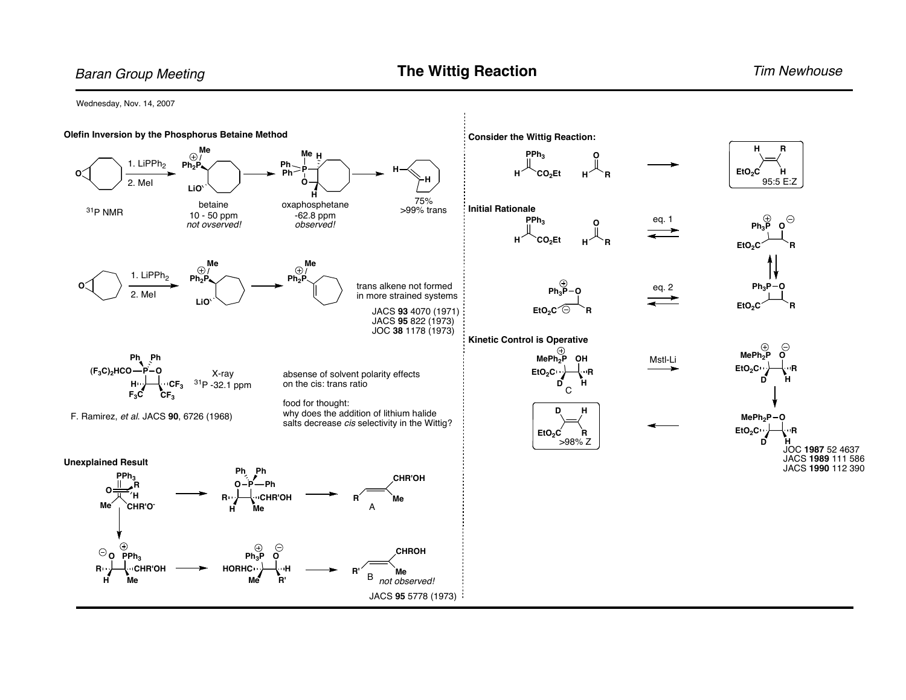Wednesday, Nov. 14, 2007

### Olefin Inversion by the Phosphorus Betaine Method

1. $LiPPh_2$
2. MeI

$^{31}P$ NMR

betaine — 10 - 50 ppm — *not ovserved!*

oxaphosphetane — -62.8 ppm — *observed!*

75%, >99% trans

1. $LiPPh_2$
2. MeI

trans alkene not formed in more strained systems

JACS **93** 4070 (1971)
JACS **95** 822 (1973)
JOC **38** 1178 (1973)

X-ray
$^{31}P$ -32.1 ppm

F. Ramirez, *et al*. JACS **90**, 6726 (1968)

absense of solvent polarity effects on the cis: trans ratio

food for thought:
why does the addition of lithium halide salts decrease *cis* selectivity in the Wittig?

### Unexplained Result

A

B *not observed!*

JACS **95** 5778 (1973)

### Consider the Wittig Reaction:

95:5 E:Z

### Initial Rationale

eq. 1

eq. 2

### Kinetic Control is Operative

C

Mstl-Li

>98% Z

JOC **1987** 52 4637
JACS **1989** 111 586
JACS **1990** 112 390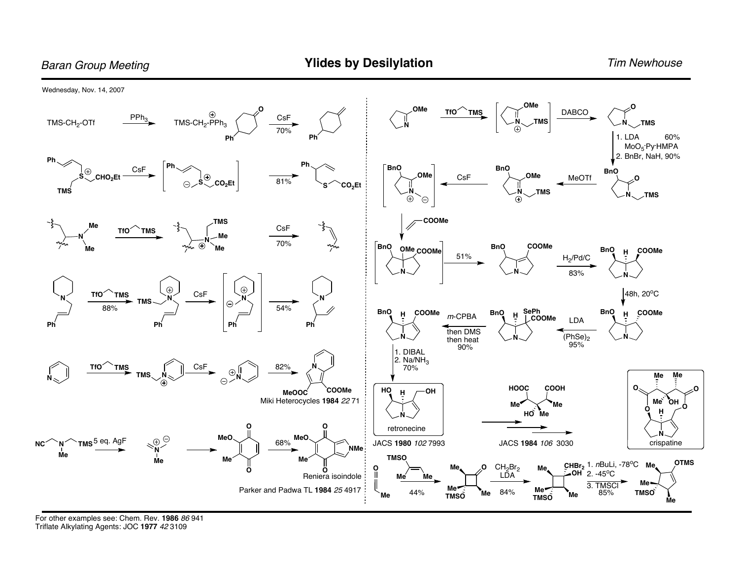# Ylides by Desilylation

Wednesday, Nov. 14, 2007

$TMS\text{-}CH_2\text{-}OTf$ → ($PPh_3$) → $TMS\text{-}CH_2\text{-}\overset{\oplus}{P}Ph_3$ → (CsF, 70%)

→ (CsF) → → 81%

(TfO⌒TMS) → → (CsF, 70%)

(TfO⌒TMS, 88%) → → (CsF) → → 54%

(TfO⌒TMS) → → (CsF) → → 82%

Miki Heterocycles **1984** *22* 71

(5 eq. AgF) → → → 68%

Reniera isoindole

Parker and Padwa TL **1984** *25* 4917

(TfO⌒TMS) → → (DABCO) →

1. LDA 60%, $MoO_5$·Py·HMPA
2. BnBr, NaH, 90%

(MeOTf) → → (CsF) →

(COOMe) → → 51% → ($H_2$/Pd/C, 83%) → (48h, 20°C) → (LDA, $(PhSe)_2$, 95%) → (*m*-CPBA then DMS then heat, 90%) →

1. DIBAL
2. $Na/NH_3$
70%

retronecine

JACS **1980** *102* 7993

JACS **1984** *106* 3030

crispatine

44% → ($CH_2Br_2$, LDA, 84%) → (1. *n*BuLi, -78°C; 2. -45°C; 3. TMSCl, 85%)

For other examples see: Chem. Rev. **1986** *86* 941

Triflate Alkylating Agents: JOC **1977** *42* 3109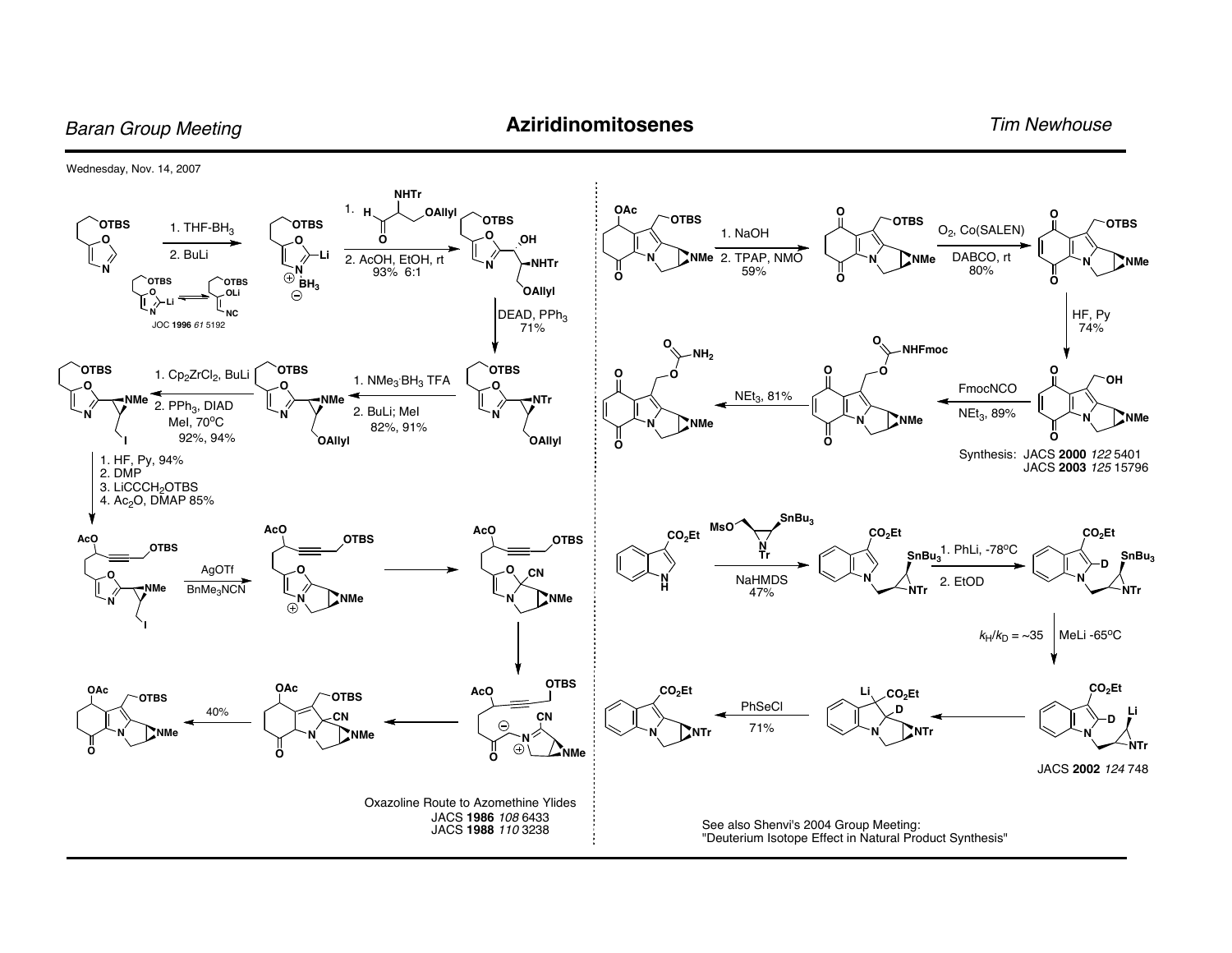# Aziridinomitosenes

Wednesday, Nov. 14, 2007

1. THF-$BH_3$
2. BuLi

JOC **1996** *61* 5192

1. H(C=O)CH(NHTr)CH$_2$OAllyl
2. AcOH, EtOH, rt
93% 6:1

DEAD, $PPh_3$
71%

1. $NMe_3{\cdot}BH_3$ TFA
2. BuLi; MeI
82%, 91%

1. $Cp_2ZrCl_2$, BuLi
2. $PPh_3$, DIAD
MeI, 70°C
92%, 94%

1. HF, Py, 94%
2. DMP
3. $LiCCCH_2OTBS$
4. $Ac_2O$, DMAP 85%

AgOTf
$BnMe_3NCN$

40%

Oxazoline Route to Azomethine Ylides
JACS **1986** *108* 6433
JACS **1988** *110* 3238

1. NaOH
2. TPAP, NMO
59%

$O_2$, Co(SALEN)
DABCO, rt
80%

HF, Py
74%

FmocNCO
$NEt_3$, 89%

$NEt_3$, 81%

Synthesis: JACS **2000** *122* 5401
JACS **2003** *125* 15796

NaHMDS
47%

1. PhLi, -78°C
2. EtOD

$k_H/k_D$ = ~35

MeLi -65°C

PhSeCl
71%

JACS **2002** *124* 748

See also Shenvi's 2004 Group Meeting:
"Deuterium Isotope Effect in Natural Product Synthesis"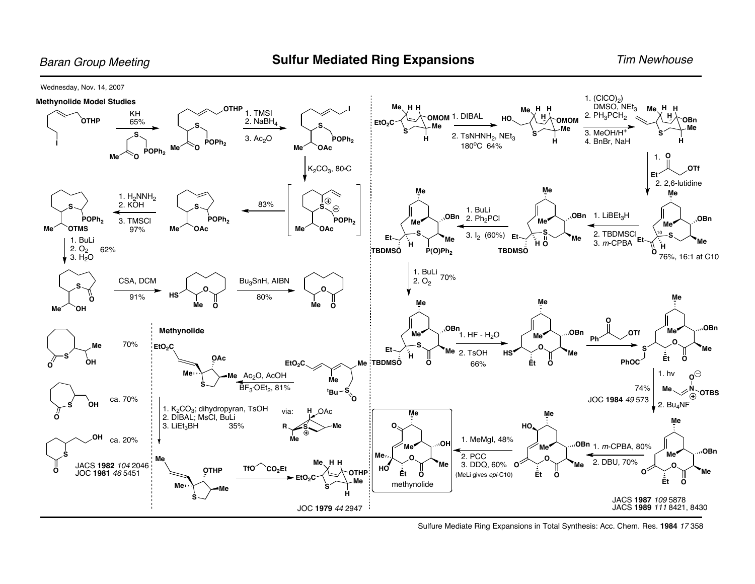Wednesday, Nov. 14, 2007

## Methynolide Model Studies

KH, 65%

1. TMSI
2. $NaBH_4$
3. $Ac_2O$

$K_2CO_3$, 80°C

83%

1. $H_2NNH_2$
2. KOH
3. TMSCl
97%

1. BuLi
2. $O_2$
3. $H_2O$
62%

CSA, DCM
91%

$Bu_3SnH$, AIBN
80%

70%

ca. 70%

ca. 20%

JACS **1982** *104* 2046
JOC **1981** *46* 5451

## Methynolide

$Ac_2O$, AcOH
$BF_3 \cdot OEt_2$, 81%

via:

1. $K_2CO_3$; dihydropyran, TsOH
2. DIBAL; MsCl, BuLi
3. $LiEt_3BH$ 35%

TfO‿$CO_2Et$

JOC **1979** *44* 2947

1. DIBAL
2. $TsNHNH_2$, $NEt_3$
180°C 64%

1. $(ClCO)_2$
DMSO, $NEt_3$
2. $PH_3PCH_2$
3. MeOH/$H^+$
4. BnBr, NaH

1. EtC(O)CH$_2$OTf
2. 2,6-lutidine

76%, 16:1 at C10

1. $LiBEt_3H$
2. TBDMSCl
3. *m*-CPBA

1. BuLi
2. $Ph_2PCl$
3. $I_2$ (60%)

1. BuLi
2. $O_2$
70%

1. HF - $H_2O$
2. TsOH
66%

PhC(O)CH$_2$OTf

1. hv
2. $Bu_4NF$
74%

JOC **1984** *49* 573

1. *m*-CPBA, 80%
2. DBU, 70%

1. MeMgI, 48%
2. PCC
3. DDQ, 60%
(MeLi gives *epi*-C10)

methynolide

JACS **1987** *109* 5878
JACS **1989** *111* 8421, 8430

Sulfure Mediate Ring Expansions in Total Synthesis: Acc. Chem. Res. **1984** *17* 358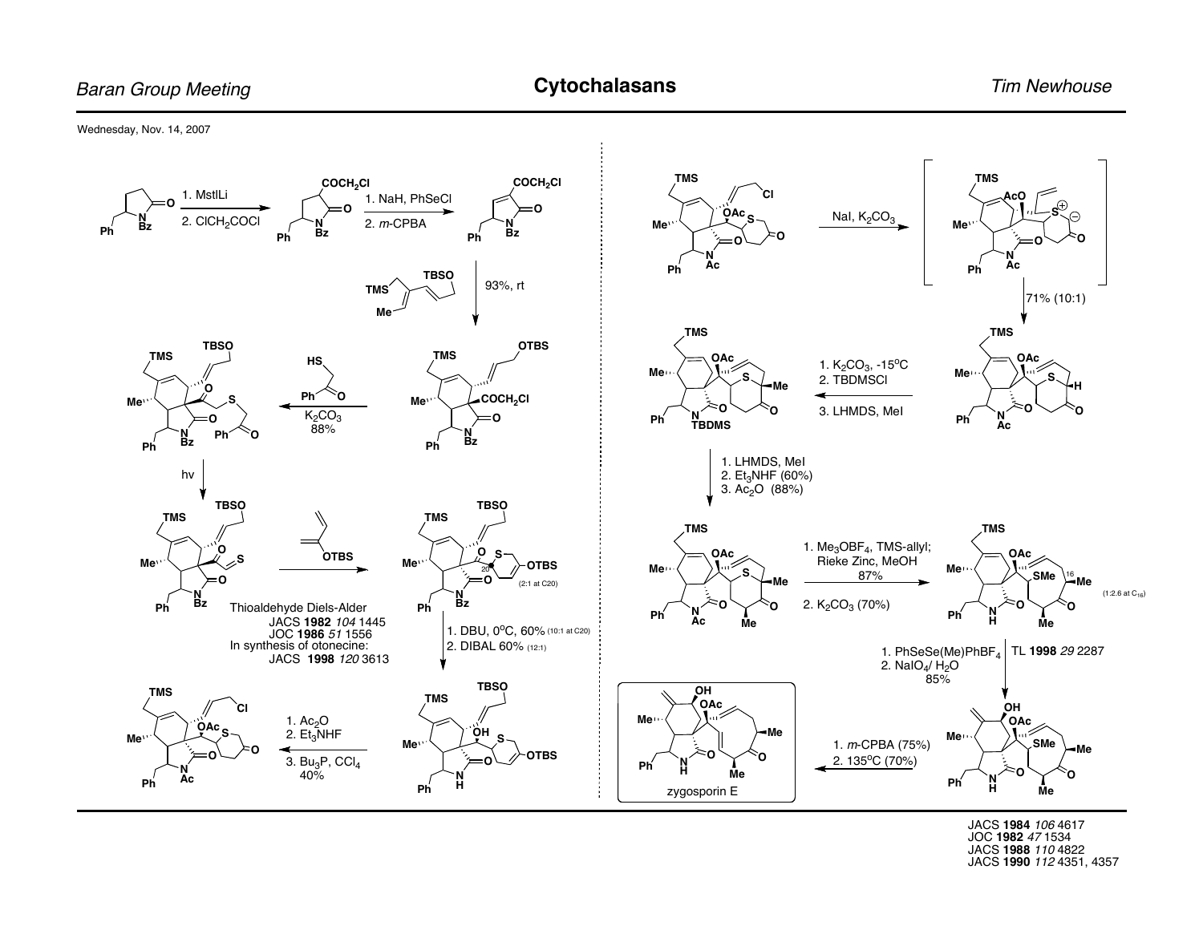Wednesday, Nov. 14, 2007

1. MstlLi
2. $ClCH_2COCl$

$COCH_2Cl$

1. NaH, PhSeCl
2. *m*-CPBA

$COCH_2Cl$

TMS TBSO Me

93%, rt

TMS OTBS Me $COCH_2Cl$ Bz Ph

HS Ph O

$K_2CO_3$
88%

TMS TBSO Me O S N Bz Ph O Ph O

hν

TMS TBSO Me O S O N Bz Ph

OTBS

Thioaldehyde Diels-Alder
JACS **1982** *104* 1445
JOC **1986** *51* 1556
In synthesis of otonecine:
JACS **1998** *120* 3613

TMS TBSO Me O S OTBS 20 (2:1 at C20) N Bz Ph

1. DBU, 0°C, 60% (10:1 at C20)
2. DIBAL 60% (12:1)

TMS TBSO Me OH S OTBS N H Ph

1. $Ac_2O$
2. $Et_3NHF$
3. $Bu_3P$, $CCl_4$
40%

TMS Cl Me OAc S O N Ac Ph

NaI, $K_2CO_3$

TMS AcO Me S⊕ ⊖ O N Ac Ph

71% (10:1)

TMS OAc Me S H O N Ac Ph

1. $K_2CO_3$, -15°C
2. TBDMSCl
3. LHMDS, MeI

TMS OAc Me S Me O N TBDMS Ph

1. LHMDS, MeI
2. $Et_3NHF$ (60%)
3. $Ac_2O$ (88%)

TMS OAc Me S Me O N Ac Ph Me

1. $Me_3OBF_4$, TMS-allyl; Rieke Zinc, MeOH
87%
2. $K_2CO_3$ (70%)

TMS OAc Me SMe 16 Me O N H Ph Me (1:2.6 at $C_{16}$)

1. $PhSeSe(Me)PhBF_4$
2. $NaIO_4$/ $H_2O$
85%

TL **1998** *29* 2287

OH OAc Me SMe Me O N H Ph Me

1. *m*-CPBA (75%)
2. 135°C (70%)

OH OAc Me Me O N H Ph Me

zygosporin E

JACS **1984** *106* 4617
JOC **1982** *47* 1534
JACS **1988** *110* 4822
JACS **1990** *112* 4351, 4357